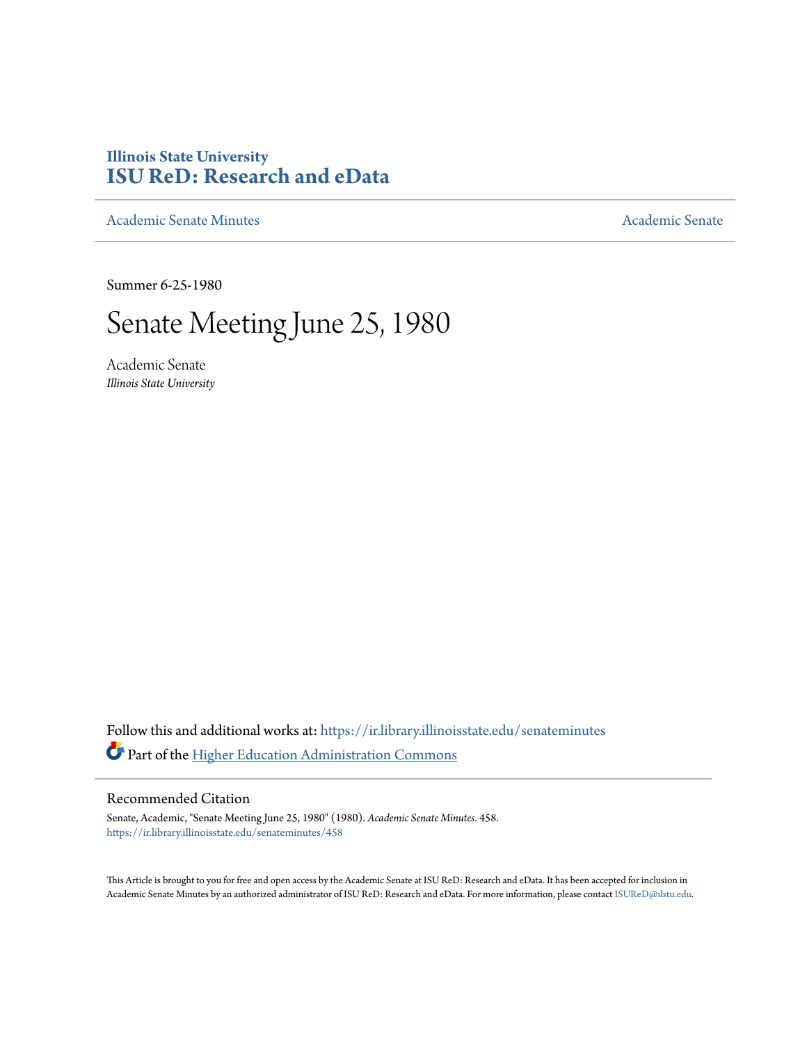**Illinois State University**
**ISU ReD: Research and eData**

Academic Senate Minutes | Academic Senate

Summer 6-25-1980

# Senate Meeting June 25, 1980

Academic Senate
*Illinois State University*

Follow this and additional works at: https://ir.library.illinoisstate.edu/senateminutes

Part of the Higher Education Administration Commons

## Recommended Citation

Senate, Academic, "Senate Meeting June 25, 1980" (1980). *Academic Senate Minutes*. 458.
https://ir.library.illinoisstate.edu/senateminutes/458

This Article is brought to you for free and open access by the Academic Senate at ISU ReD: Research and eData. It has been accepted for inclusion in Academic Senate Minutes by an authorized administrator of ISU ReD: Research and eData. For more information, please contact ISUReD@ilstu.edu.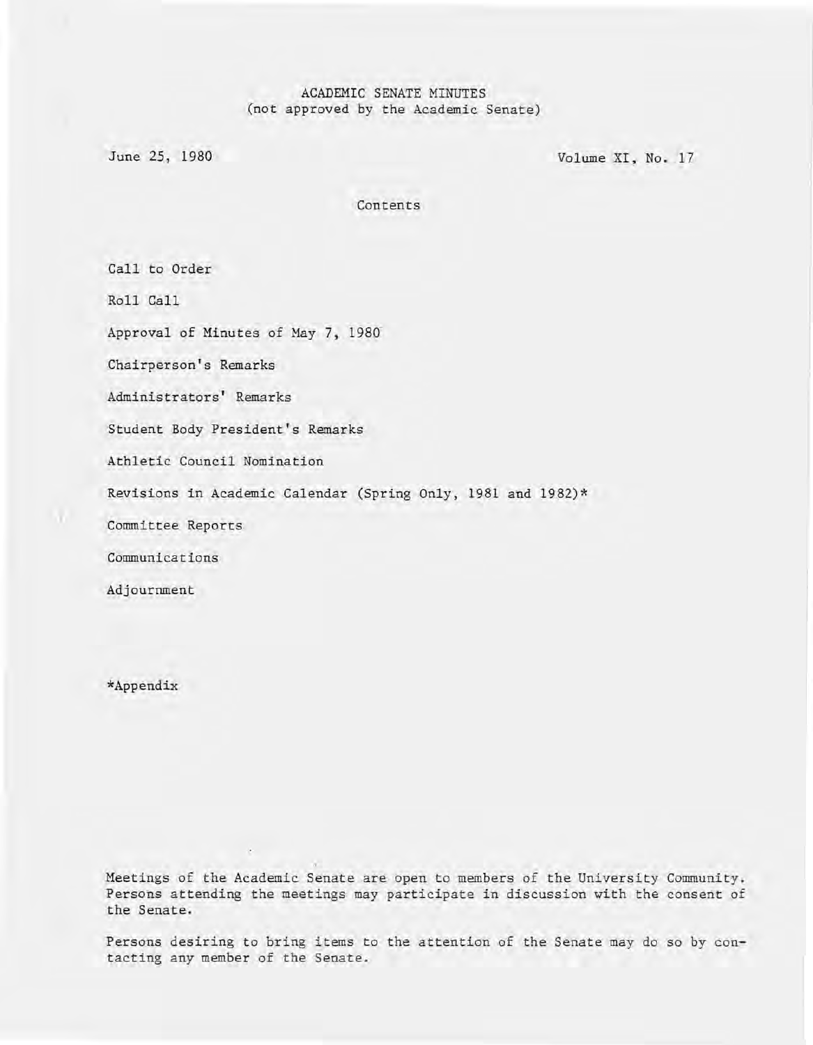# ACADEMIC SENATE MINUTES
(not approved by the Academic Senate)

June 25, 1980

Volume XI, No. 17

## Contents

Call to Order

Roll Call

Approval of Minutes of May 7, 1980

Chairperson's Remarks

Administrators' Remarks

Student Body President's Remarks

Athletic Council Nomination

Revisions in Academic Calendar (Spring Only, 1981 and 1982)*

Committee Reports

Communications

Adjournment

*Appendix

Meetings of the Academic Senate are open to members of the University Community. Persons attending the meetings may participate in discussion with the consent of the Senate.

Persons desiring to bring items to the attention of the Senate may do so by contacting any member of the Senate.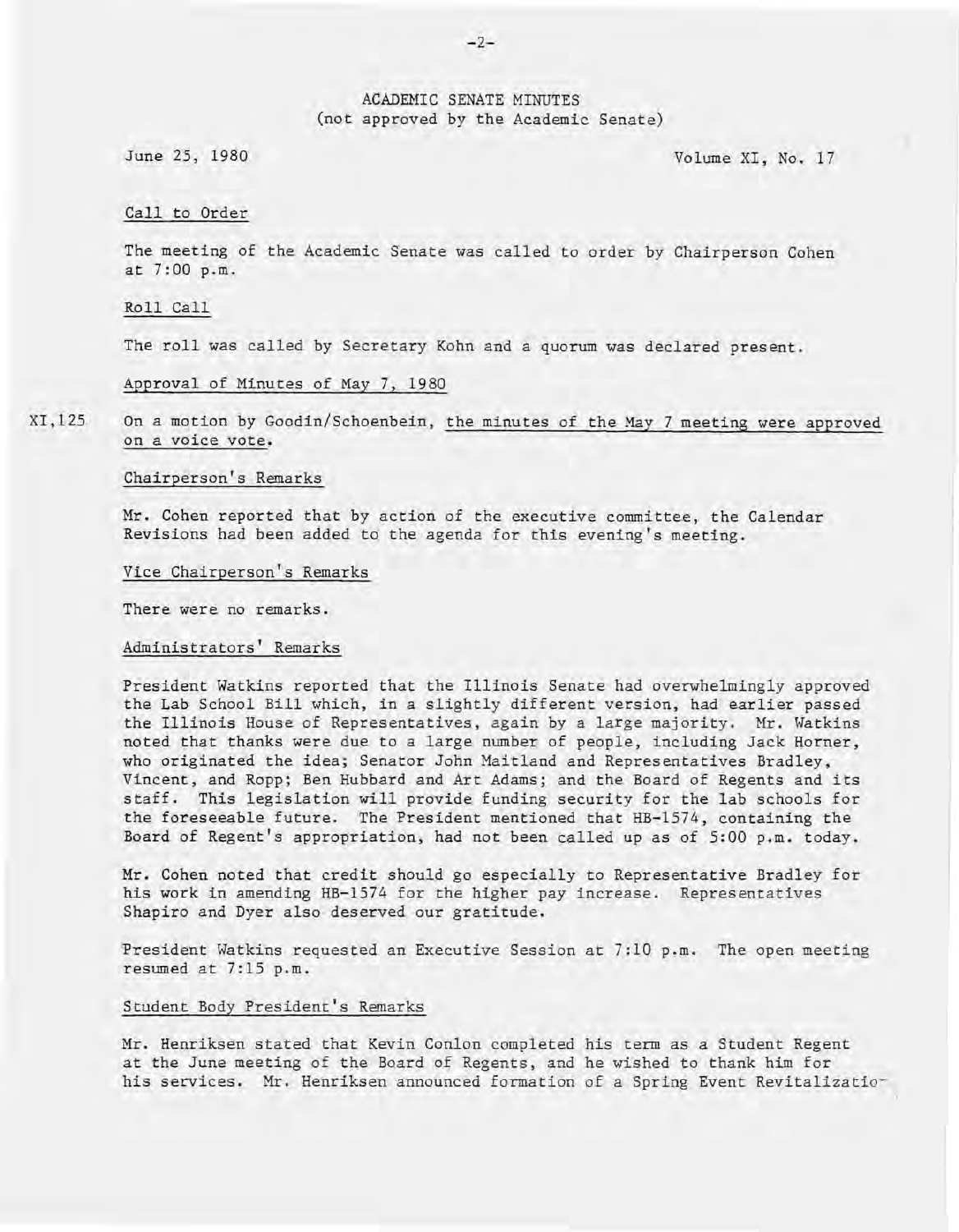ACADEMIC SENATE MINUTES
(not approved by the Academic Senate)

June 25, 1980 Volume XI, No. 17

Call to Order

The meeting of the Academic Senate was called to order by Chairperson Cohen at 7:00 p.m.

Roll Call

The roll was called by Secretary Kohn and a quorum was declared present.

Approval of Minutes of May 7, 1980

XI,125 On a motion by Goodin/Schoenbein, the minutes of the May 7 meeting were approved on a voice vote.

Chairperson's Remarks

Mr. Cohen reported that by action of the executive committee, the Calendar Revisions had been added to the agenda for this evening's meeting.

Vice Chairperson's Remarks

There were no remarks.

Administrators' Remarks

President Watkins reported that the Illinois Senate had overwhelmingly approved the Lab School Bill which, in a slightly different version, had earlier passed the Illinois House of Representatives, again by a large majority. Mr. Watkins noted that thanks were due to a large number of people, including Jack Horner, who originated the idea; Senator John Maitland and Representatives Bradley, Vincent, and Ropp; Ben Hubbard and Art Adams; and the Board of Regents and its staff. This legislation will provide funding security for the lab schools for the foreseeable future. The President mentioned that HB-1574, containing the Board of Regent's appropriation, had not been called up as of 5:00 p.m. today.

Mr. Cohen noted that credit should go especially to Representative Bradley for his work in amending HB-1574 for the higher pay increase. Representatives Shapiro and Dyer also deserved our gratitude.

President Watkins requested an Executive Session at 7:10 p.m. The open meeting resumed at 7:15 p.m.

Student Body President's Remarks

Mr. Henriksen stated that Kevin Conlon completed his term as a Student Regent at the June meeting of the Board of Regents, and he wished to thank him for his services. Mr. Henriksen announced formation of a Spring Event Revitalizatio-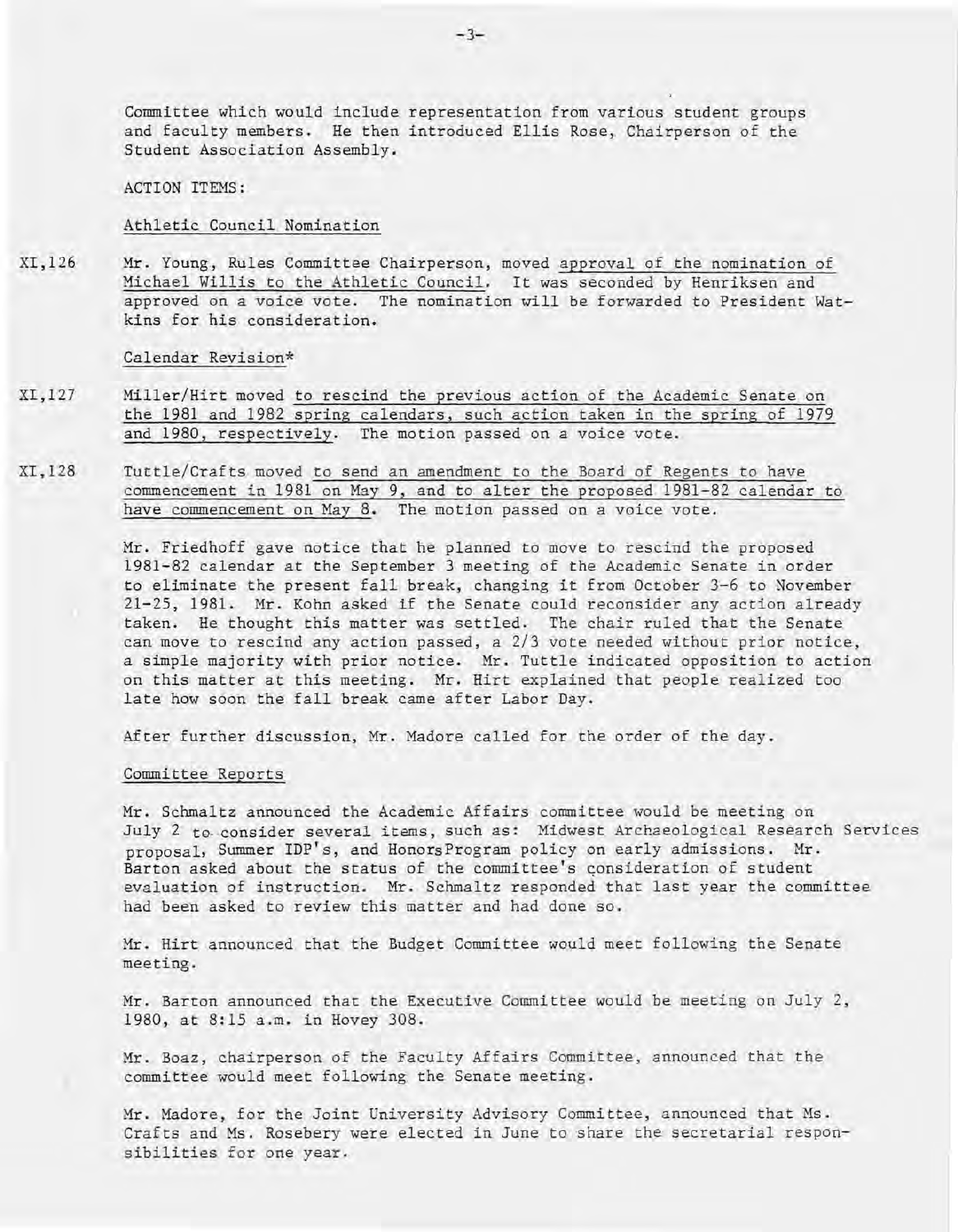Committee which would include representation from various student groups and faculty members. He then introduced Ellis Rose, Chairperson of the Student Association Assembly.

ACTION ITEMS:

Athletic Council Nomination

XI,126 Mr. Young, Rules Committee Chairperson, moved approval of the nomination of Michael Willis to the Athletic Council. It was seconded by Henriksen and approved on a voice vote. The nomination will be forwarded to President Watkins for his consideration.

Calendar Revision*

XI,127 Miller/Hirt moved to rescind the previous action of the Academic Senate on the 1981 and 1982 spring calendars, such action taken in the spring of 1979 and 1980, respectively. The motion passed on a voice vote.

XI,128 Tuttle/Crafts moved to send an amendment to the Board of Regents to have commencement in 1981 on May 9, and to alter the proposed 1981-82 calendar to have commencement on May 8. The motion passed on a voice vote.

Mr. Friedhoff gave notice that he planned to move to rescind the proposed 1981-82 calendar at the September 3 meeting of the Academic Senate in order to eliminate the present fall break, changing it from October 3-6 to November 21-25, 1981. Mr. Kohn asked if the Senate could reconsider any action already taken. He thought this matter was settled. The chair ruled that the Senate can move to rescind any action passed, a 2/3 vote needed without prior notice, a simple majority with prior notice. Mr. Tuttle indicated opposition to action on this matter at this meeting. Mr. Hirt explained that people realized too late how soon the fall break came after Labor Day.

After further discussion, Mr. Madore called for the order of the day.

Committee Reports

Mr. Schmaltz announced the Academic Affairs committee would be meeting on July 2 to consider several items, such as: Midwest Archaeological Research Services proposal, Summer IDP's, and HonorsProgram policy on early admissions. Mr. Barton asked about the status of the committee's consideration of student evaluation of instruction. Mr. Schmaltz responded that last year the committee had been asked to review this matter and had done so.

Mr. Hirt announced that the Budget Committee would meet following the Senate meeting.

Mr. Barton announced that the Executive Committee would be meeting on July 2, 1980, at 8:15 a.m. in Hovey 308.

Mr. Boaz, chairperson of the Faculty Affairs Committee, announced that the committee would meet following the Senate meeting.

Mr. Madore, for the Joint University Advisory Committee, announced that Ms. Crafts and Ms. Rosebery were elected in June to share the secretarial responsibilities for one year.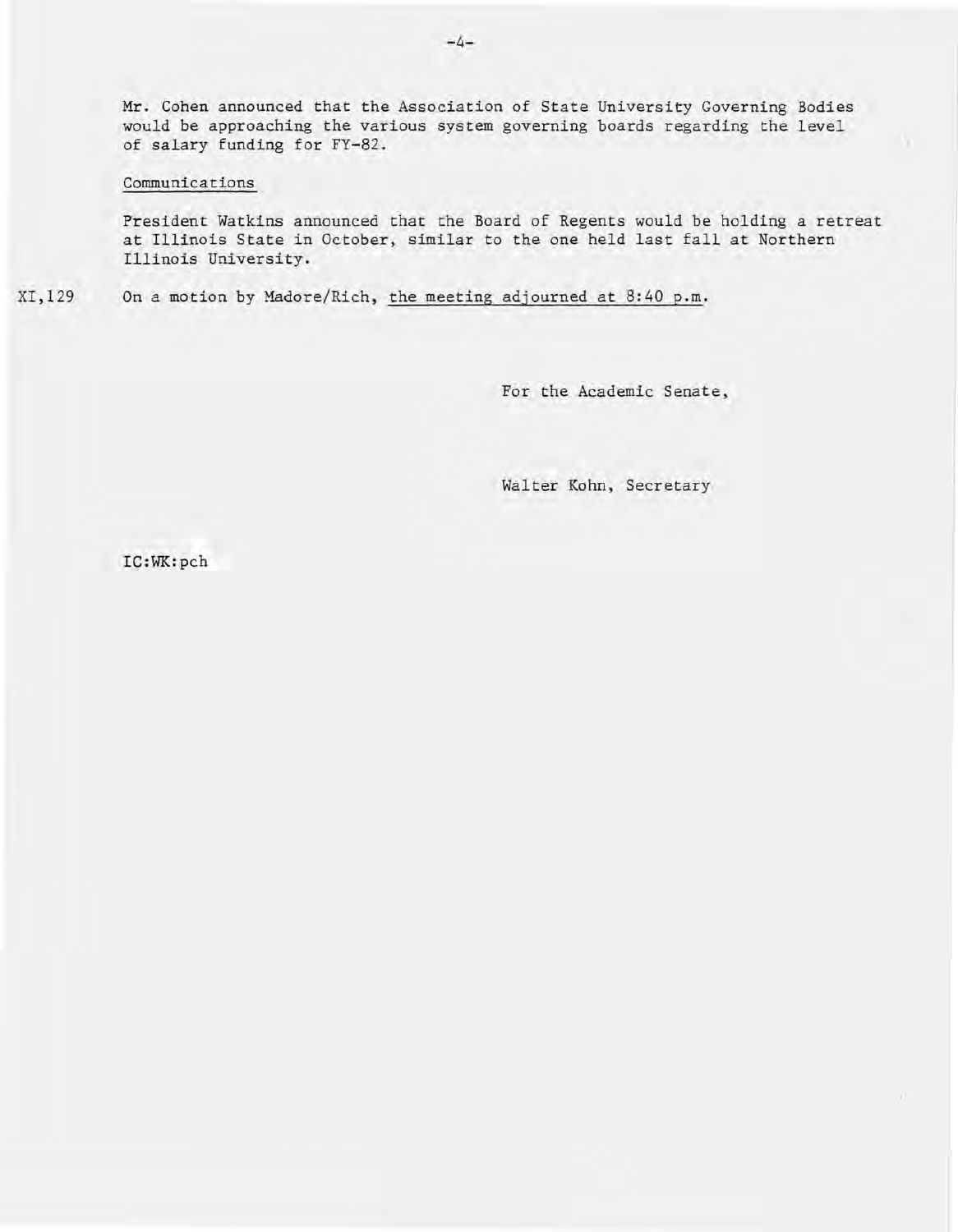Mr. Cohen announced that the Association of State University Governing Bodies would be approaching the various system governing boards regarding the level of salary funding for FY-82.

Communications

President Watkins announced that the Board of Regents would be holding a retreat at Illinois State in October, similar to the one held last fall at Northern Illinois University.

XI,129 On a motion by Madore/Rich, the meeting adjourned at 8:40 p.m.

For the Academic Senate,

Walter Kohn, Secretary

IC:WK:pch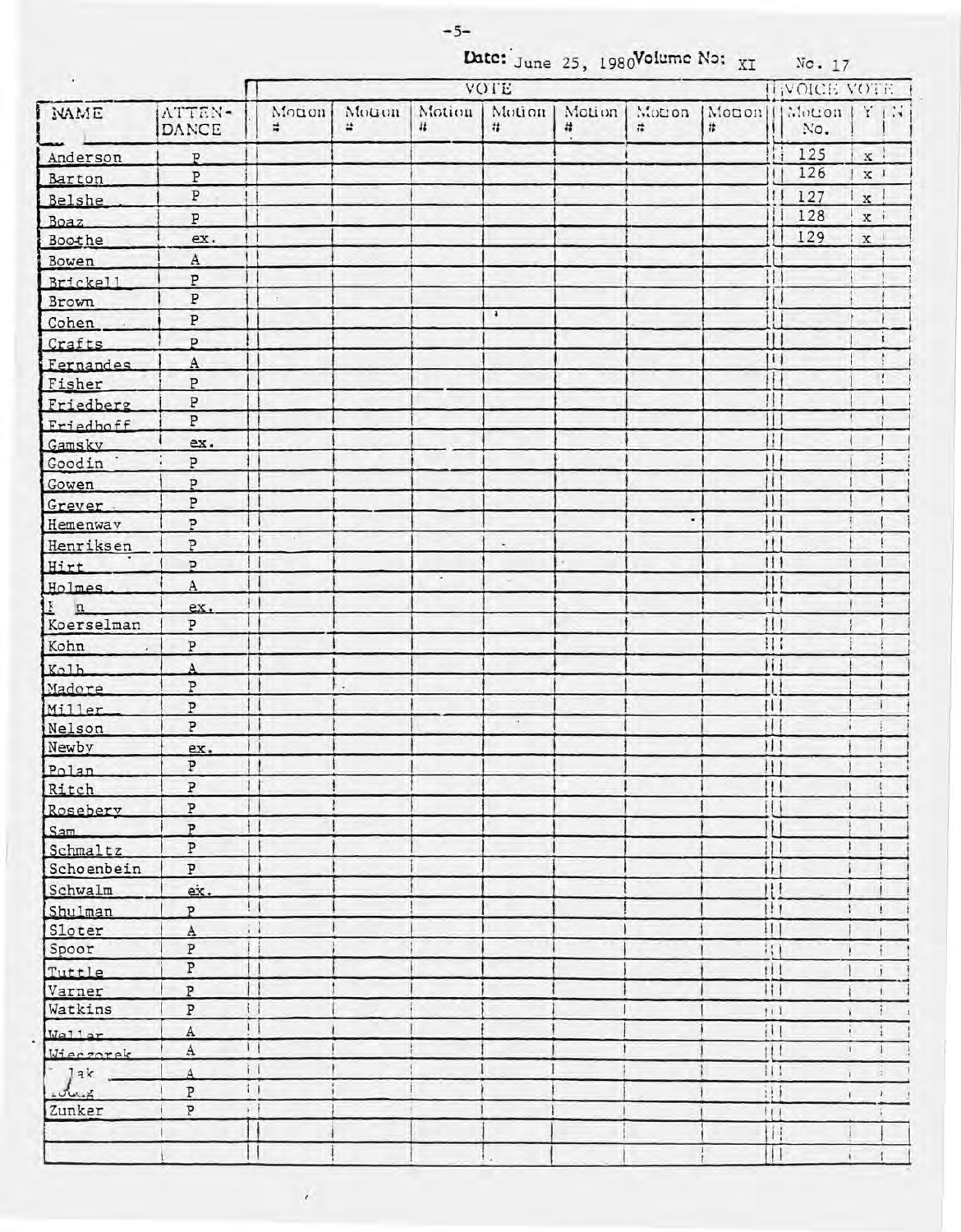Date: June 25, 1980 Volume No: XI No. 17

| NAME | ATTENDANCE | VOTE | | | | | | | VOICE VOTE | | |
|---|---|---|---|---|---|---|---|---|---|---|---|
| | | Motion # | Motion # | Motion # | Motion # | Motion # | Motion # | Motion # | Motion No. | Y | N |
| Anderson | P | | | | | | | | 125 | x | |
| Barton | P | | | | | | | | 126 | x | |
| Belshe | P | | | | | | | | 127 | x | |
| Boaz | P | | | | | | | | 128 | x | |
| Boothe | ex. | | | | | | | | 129 | x | |
| Bowen | A | | | | | | | | | | |
| Brickell | P | | | | | | | | | | |
| Brown | P | | | | | | | | | | |
| Cohen | P | | | | | | | | | | |
| Crafts | P | | | | | | | | | | |
| Fernandes | A | | | | | | | | | | |
| Fisher | P | | | | | | | | | | |
| Friedberg | P | | | | | | | | | | |
| Friedhoff | P | | | | | | | | | | |
| Gamsky | ex. | | | | | | | | | | |
| Goodin | P | | | | | | | | | | |
| Gowen | P | | | | | | | | | | |
| Grever | P | | | | | | | | | | |
| Hemenway | P | | | | | | | | | | |
| Henriksen | P | | | | | | | | | | |
| Hirt | P | | | | | | | | | | |
| Holmes | A | | | | | | | | | | |
| I n | ex. | | | | | | | | | | |
| Koerselman | P | | | | | | | | | | |
| Kohn | P | | | | | | | | | | |
| Kolb | A | | | | | | | | | | |
| Madore | P | | | | | | | | | | |
| Miller | P | | | | | | | | | | |
| Nelson | P | | | | | | | | | | |
| Newby | ex. | | | | | | | | | | |
| Polan | P | | | | | | | | | | |
| Ritch | P | | | | | | | | | | |
| Rosebery | P | | | | | | | | | | |
| Sam | P | | | | | | | | | | |
| Schmaltz | P | | | | | | | | | | |
| Schoenbein | P | | | | | | | | | | |
| Schwalm | ex. | | | | | | | | | | |
| Shulman | P | | | | | | | | | | |
| Sloter | A | | | | | | | | | | |
| Spoor | P | | | | | | | | | | |
| Tuttle | P | | | | | | | | | | |
| Varner | P | | | | | | | | | | |
| Watkins | P | | | | | | | | | | |
| Weller | A | | | | | | | | | | |
| Wieczorek | A | | | | | | | | | | |
| lak | A | | | | | | | | | | |
| Young | P | | | | | | | | | | |
| Zunker | P | | | | | | | | | | |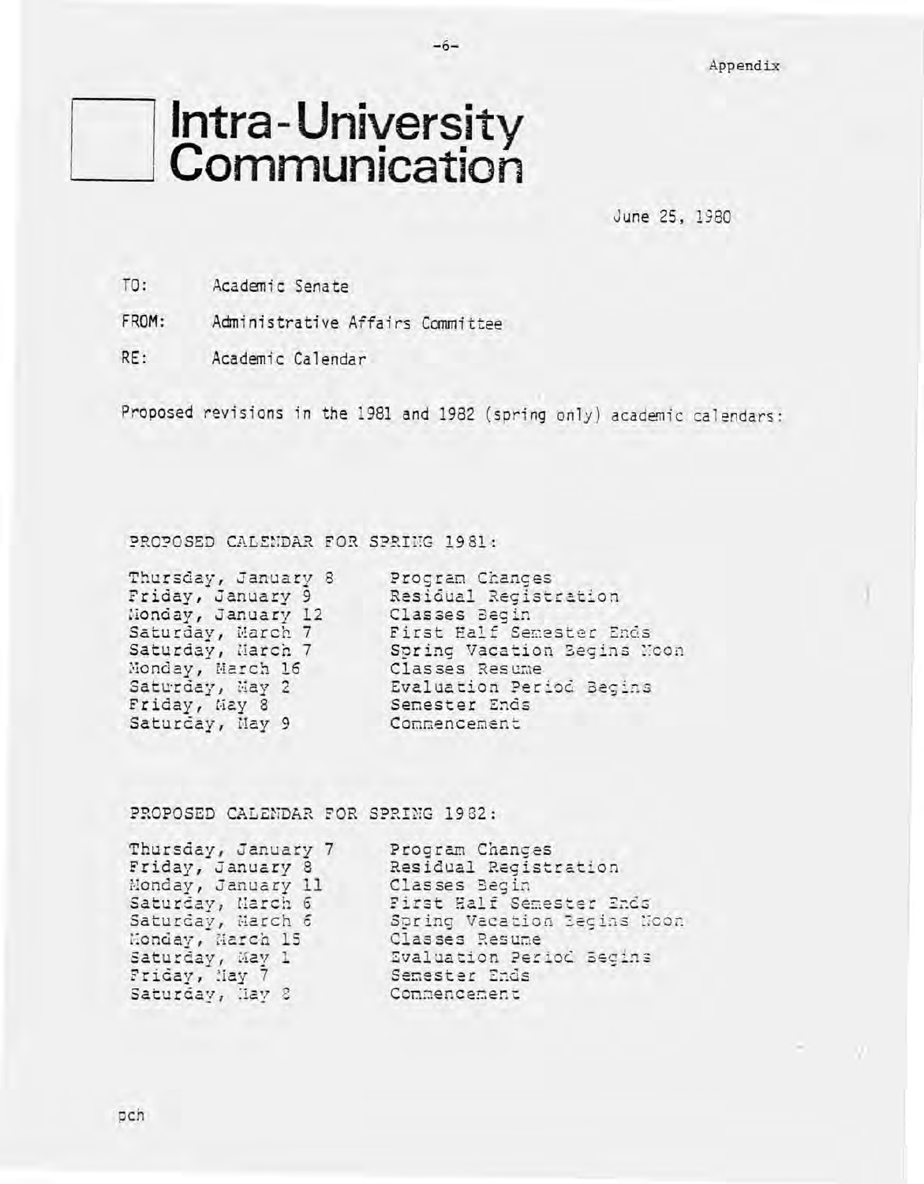Appendix

# Intra-University Communication

June 25, 1980

TO: Academic Senate

FROM: Administrative Affairs Committee

RE: Academic Calendar

Proposed revisions in the 1981 and 1982 (spring only) academic calendars:

PROPOSED CALENDAR FOR SPRING 1981:

| | |
|---|---|
| Thursday, January 8 | Program Changes |
| Friday, January 9 | Residual Registration |
| Monday, January 12 | Classes Begin |
| Saturday, March 7 | First Half Semester Ends |
| Saturday, March 7 | Spring Vacation Begins Noon |
| Monday, March 16 | Classes Resume |
| Saturday, May 2 | Evaluation Period Begins |
| Friday, May 8 | Semester Ends |
| Saturday, May 9 | Commencement |

PROPOSED CALENDAR FOR SPRING 1982:

| | |
|---|---|
| Thursday, January 7 | Program Changes |
| Friday, January 8 | Residual Registration |
| Monday, January 11 | Classes Begin |
| Saturday, March 6 | First Half Semester Ends |
| Saturday, March 6 | Spring Vacation Begins Noon |
| Monday, March 15 | Classes Resume |
| Saturday, May 1 | Evaluation Period Begins |
| Friday, May 7 | Semester Ends |
| Saturday, May 8 | Commencement |

pch